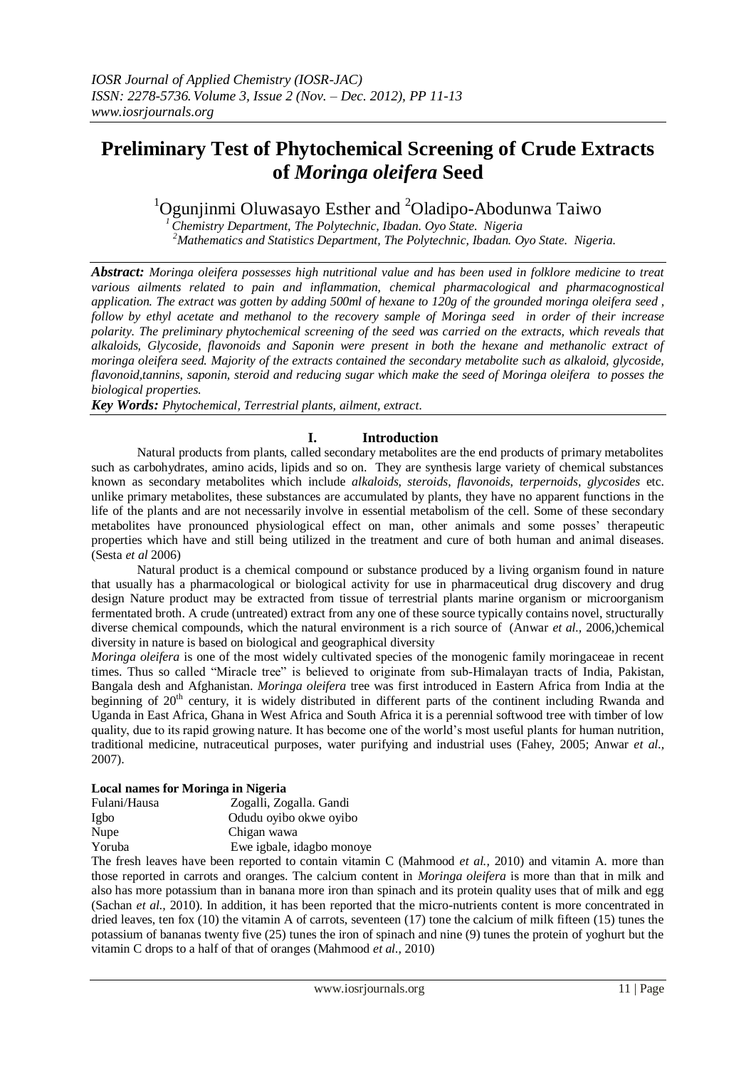# Preliminary Test of Phytochemical Screening of Crude Extracts of *Moringa oleifera* Seed

[1]Ogunjinmi Oluwasayo Esther and [2]Oladipo-Abodunwa Taiwo

[1] *Chemistry Department, The Polytechnic, Ibadan. Oyo State. Nigeria*
[2] *Mathematics and Statistics Department, The Polytechnic, Ibadan. Oyo State. Nigeria.*

***Abstract:*** *Moringa oleifera possesses high nutritional value and has been used in folklore medicine to treat various ailments related to pain and inflammation, chemical pharmacological and pharmacognostical application. The extract was gotten by adding 500ml of hexane to 120g of the grounded moringa oleifera seed , follow by ethyl acetate and methanol to the recovery sample of Moringa seed in order of their increase polarity. The preliminary phytochemical screening of the seed was carried on the extracts, which reveals that alkaloids, Glycoside, flavonoids and Saponin were present in both the hexane and methanolic extract of moringa oleifera seed. Majority of the extracts contained the secondary metabolite such as alkaloid, glycoside, flavonoid,tannins, saponin, steroid and reducing sugar which make the seed of Moringa oleifera to posses the biological properties.*

***Key Words:*** *Phytochemical, Terrestrial plants, ailment, extract.*

## I. Introduction

Natural products from plants, called secondary metabolites are the end products of primary metabolites such as carbohydrates, amino acids, lipids and so on. They are synthesis large variety of chemical substances known as secondary metabolites which include *alkaloids, steroids, flavonoids, terpernoids, glycosides* etc. unlike primary metabolites, these substances are accumulated by plants, they have no apparent functions in the life of the plants and are not necessarily involve in essential metabolism of the cell. Some of these secondary metabolites have pronounced physiological effect on man, other animals and some posses' therapeutic properties which have and still being utilized in the treatment and cure of both human and animal diseases. (Sesta *et al* 2006)

Natural product is a chemical compound or substance produced by a living organism found in nature that usually has a pharmacological or biological activity for use in pharmaceutical drug discovery and drug design Nature product may be extracted from tissue of terrestrial plants marine organism or microorganism fermentated broth. A crude (untreated) extract from any one of these source typically contains novel, structurally diverse chemical compounds, which the natural environment is a rich source of (Anwar *et al.,* 2006,)chemical diversity in nature is based on biological and geographical diversity

*Moringa oleifera* is one of the most widely cultivated species of the monogenic family moringaceae in recent times. Thus so called "Miracle tree" is believed to originate from sub-Himalayan tracts of India, Pakistan, Bangala desh and Afghanistan. *Moringa oleifera* tree was first introduced in Eastern Africa from India at the beginning of 20th century, it is widely distributed in different parts of the continent including Rwanda and Uganda in East Africa, Ghana in West Africa and South Africa it is a perennial softwood tree with timber of low quality, due to its rapid growing nature. It has become one of the world's most useful plants for human nutrition, traditional medicine, nutraceutical purposes, water purifying and industrial uses (Fahey, 2005; Anwar *et al.,* 2007).

**Local names for Moringa in Nigeria**

| | |
|---|---|
| Fulani/Hausa | Zogalli, Zogalla. Gandi |
| Igbo | Odudu oyibo okwe oyibo |
| Nupe | Chigan wawa |
| Yoruba | Ewe igbale, idagbo monoye |

The fresh leaves have been reported to contain vitamin C (Mahmood *et al.,* 2010) and vitamin A. more than those reported in carrots and oranges. The calcium content in *Moringa oleifera* is more than that in milk and also has more potassium than in banana more iron than spinach and its protein quality uses that of milk and egg (Sachan *et al.,* 2010). In addition, it has been reported that the micro-nutrients content is more concentrated in dried leaves, ten fox (10) the vitamin A of carrots, seventeen (17) tone the calcium of milk fifteen (15) tunes the potassium of bananas twenty five (25) tunes the iron of spinach and nine (9) tunes the protein of yoghurt but the vitamin C drops to a half of that of oranges (Mahmood *et al.,* 2010)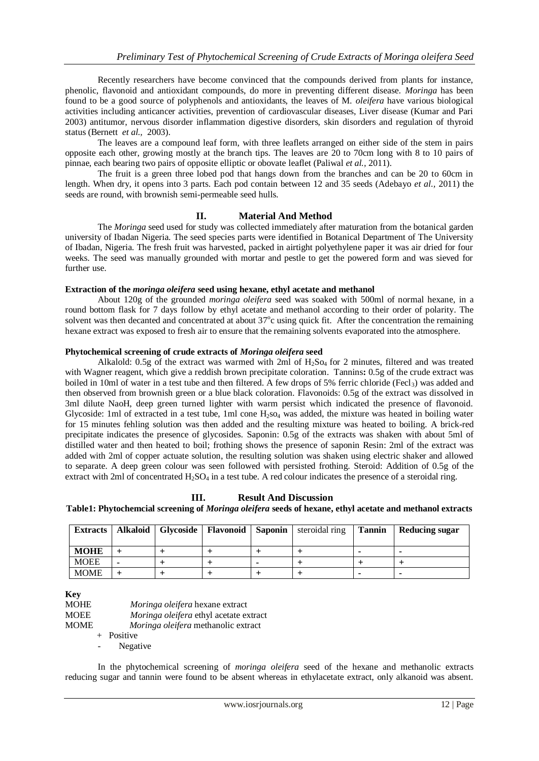Recently researchers have become convinced that the compounds derived from plants for instance, phenolic, flavonoid and antioxidant compounds, do more in preventing different disease. *Moringa* has been found to be a good source of polyphenols and antioxidants, the leaves of M. *oleifera* have various biological activities including anticancer activities, prevention of cardiovascular diseases, Liver disease (Kumar and Pari 2003) antitumor, nervous disorder inflammation digestive disorders, skin disorders and regulation of thyroid status (Bernett *et al.,* 2003).

The leaves are a compound leaf form, with three leaflets arranged on either side of the stem in pairs opposite each other, growing mostly at the branch tips. The leaves are 20 to 70cm long with 8 to 10 pairs of pinnae, each bearing two pairs of opposite elliptic or obovate leaflet (Paliwal *et al.,* 2011).

The fruit is a green three lobed pod that hangs down from the branches and can be 20 to 60cm in length. When dry, it opens into 3 parts. Each pod contain between 12 and 35 seeds (Adebayo *et al.,* 2011) the seeds are round, with brownish semi-permeable seed hulls.

## II. Material And Method

The *Moringa* seed used for study was collected immediately after maturation from the botanical garden university of Ibadan Nigeria. The seed species parts were identified in Botanical Department of The University of Ibadan, Nigeria. The fresh fruit was harvested, packed in airtight polyethylene paper it was air dried for four weeks. The seed was manually grounded with mortar and pestle to get the powered form and was sieved for further use.

**Extraction of the *moringa oleifera* seed using hexane, ethyl acetate and methanol**

About 120g of the grounded *moringa oleifera* seed was soaked with 500ml of normal hexane, in a round bottom flask for 7 days follow by ethyl acetate and methanol according to their order of polarity. The solvent was then decanted and concentrated at about 37$^o$c using quick fit. After the concentration the remaining hexane extract was exposed to fresh air to ensure that the remaining solvents evaporated into the atmosphere.

**Phytochemical screening of crude extracts of *Moringa oleifera* seed**

Alkalold: 0.5g of the extract was warmed with 2ml of $H_2So_4$ for 2 minutes, filtered and was treated with Wagner reagent, which give a reddish brown precipitate coloration. Tannins**:** 0.5g of the crude extract was boiled in 10ml of water in a test tube and then filtered. A few drops of 5% ferric chloride (Fecl$_3$) was added and then observed from brownish green or a blue black coloration. Flavonoids: 0.5g of the extract was dissolved in 3ml dilute NaoH, deep green turned lighter with warm persist which indicated the presence of flavonoid. Glycoside: 1ml of extracted in a test tube, 1ml conc $H_2so_4$ was added, the mixture was heated in boiling water for 15 minutes fehling solution was then added and the resulting mixture was heated to boiling. A brick-red precipitate indicates the presence of glycosides. Saponin: 0.5g of the extracts was shaken with about 5ml of distilled water and then heated to boil; frothing shows the presence of saponin Resin: 2ml of the extract was added with 2ml of copper actuate solution, the resulting solution was shaken using electric shaker and allowed to separate. A deep green colour was seen followed with persisted frothing. Steroid: Addition of 0.5g of the extract with 2ml of concentrated $H_2SO_4$ in a test tube. A red colour indicates the presence of a steroidal ring.

## III. Result And Discussion

**Table1: Phytochemcial screening of *Moringa oleifera* seeds of hexane, ethyl acetate and methanol extracts**

| Extracts | Alkaloid | Glycoside | Flavonoid | Saponin | steroidal ring | Tannin | Reducing sugar |
|---|---|---|---|---|---|---|---|
| **MOHE** | + | + | + | + | + | - | - |
| MOEE | - | + | + | - | + | + | + |
| MOME | + | + | + | + | + | - | - |

**Key**

MOHE *Moringa oleifera* hexane extract
MOEE *Moringa oleifera* ethyl acetate extract
MOME *Moringa oleifera* methanolic extract
+ Positive
- Negative

In the phytochemical screening of *moringa oleifera* seed of the hexane and methanolic extracts reducing sugar and tannin were found to be absent whereas in ethylacetate extract, only alkanoid was absent.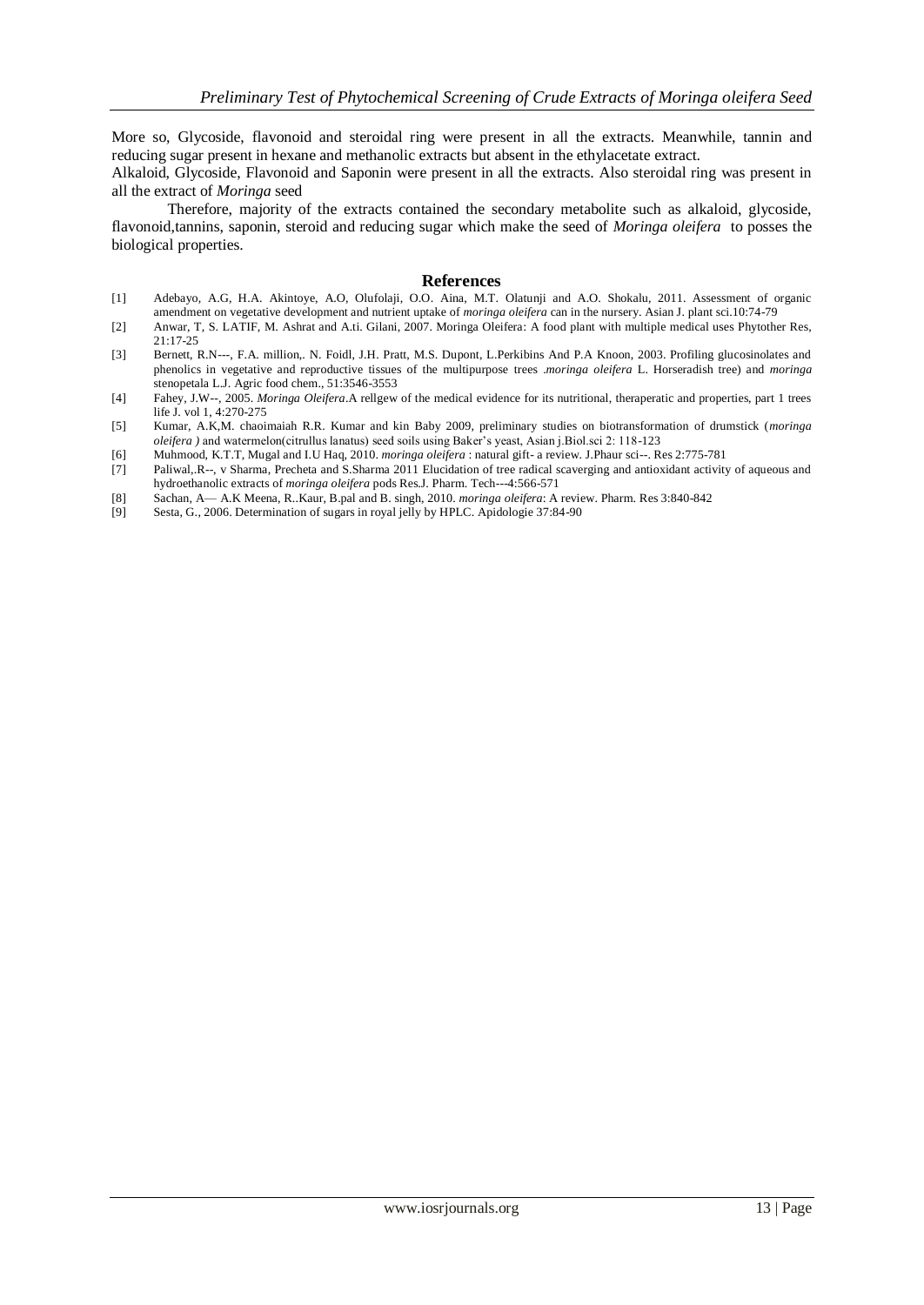More so, Glycoside, flavonoid and steroidal ring were present in all the extracts. Meanwhile, tannin and reducing sugar present in hexane and methanolic extracts but absent in the ethylacetate extract.

Alkaloid, Glycoside, Flavonoid and Saponin were present in all the extracts. Also steroidal ring was present in all the extract of *Moringa* seed

Therefore, majority of the extracts contained the secondary metabolite such as alkaloid, glycoside, flavonoid,tannins, saponin, steroid and reducing sugar which make the seed of *Moringa oleifera* to posses the biological properties.

## References

[1] Adebayo, A.G, H.A. Akintoye, A.O, Olufolaji, O.O. Aina, M.T. Olatunji and A.O. Shokalu, 2011. Assessment of organic amendment on vegetative development and nutrient uptake of *moringa oleifera* can in the nursery. Asian J. plant sci.10:74-79

[2] Anwar, T, S. LATIF, M. Ashrat and A.ti. Gilani, 2007. Moringa Oleifera: A food plant with multiple medical uses Phytother Res, 21:17-25

[3] Bernett, R.N---, F.A. million,. N. Foidl, J.H. Pratt, M.S. Dupont, L.Perkibins And P.A Knoon, 2003. Profiling glucosinolates and phenolics in vegetative and reproductive tissues of the multipurpose trees .*moringa oleifera* L. Horseradish tree) and *moringa* stenopetala L.J. Agric food chem., 51:3546-3553

[4] Fahey, J.W--, 2005. *Moringa Oleifera*.A rellgew of the medical evidence for its nutritional, theraperatic and properties, part 1 trees life J. vol 1, 4:270-275

[5] Kumar, A.K,M. chaoimaiah R.R. Kumar and kin Baby 2009, preliminary studies on biotransformation of drumstick (*moringa oleifera )* and watermelon(citrullus lanatus) seed soils using Baker's yeast, Asian j.Biol.sci 2: 118-123

[6] Muhmood, K.T.T, Mugal and I.U Haq, 2010. *moringa oleifera* : natural gift- a review. J.Phaur sci--. Res 2:775-781

[7] Paliwal,.R--, v Sharma, Precheta and S.Sharma 2011 Elucidation of tree radical scaverging and antioxidant activity of aqueous and hydroethanolic extracts of *moringa oleifera* pods Res.J. Pharm. Tech---4:566-571

[8] Sachan, A— A.K Meena, R..Kaur, B.pal and B. singh, 2010. *moringa oleifera*: A review. Pharm. Res 3:840-842

[9] Sesta, G., 2006. Determination of sugars in royal jelly by HPLC. Apidologie 37:84-90